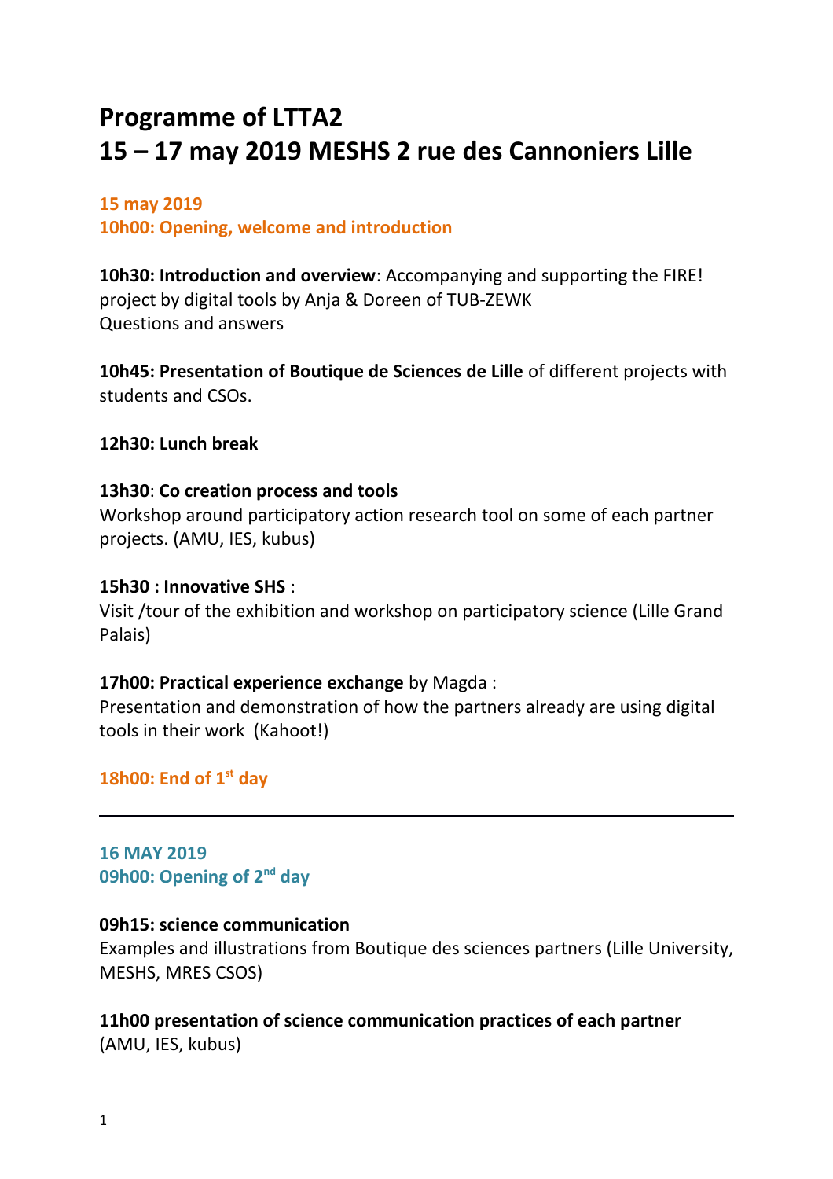# Programme of LTTA2
# 15 – 17 may 2019 MESHS 2 rue des Cannoniers Lille

## 15 may 2019
## 10h00: Opening, welcome and introduction

**10h30: Introduction and overview**: Accompanying and supporting the FIRE! project by digital tools by Anja & Doreen of TUB-ZEWK
Questions and answers

**10h45: Presentation of Boutique de Sciences de Lille** of different projects with students and CSOs.

**12h30: Lunch break**

**13h30**: **Co creation process and tools**
Workshop around participatory action research tool on some of each partner projects. (AMU, IES, kubus)

**15h30 : Innovative SHS** :
Visit /tour of the exhibition and workshop on participatory science (Lille Grand Palais)

**17h00: Practical experience exchange** by Magda :
Presentation and demonstration of how the partners already are using digital tools in their work (Kahoot!)

## 18h00: End of 1st day

---

## 16 MAY 2019
## 09h00: Opening of 2nd day

**09h15: science communication**
Examples and illustrations from Boutique des sciences partners (Lille University, MESHS, MRES CSOS)

**11h00 presentation of science communication practices of each partner**
(AMU, IES, kubus)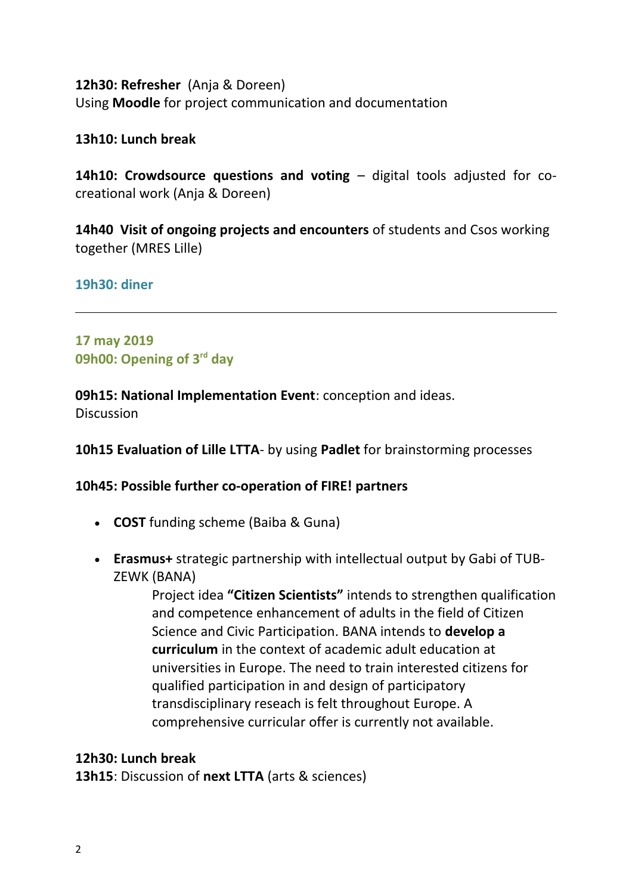**12h30: Refresher** (Anja & Doreen)
Using **Moodle** for project communication and documentation

**13h10: Lunch break**

**14h10: Crowdsource questions and voting** – digital tools adjusted for co-creational work (Anja & Doreen)

**14h40 Visit of ongoing projects and encounters** of students and Csos working together (MRES Lille)

**19h30: diner**

---

**17 may 2019**
**09h00: Opening of 3rd day**

**09h15: National Implementation Event**: conception and ideas.
Discussion

**10h15 Evaluation of Lille LTTA**- by using **Padlet** for brainstorming processes

**10h45: Possible further co-operation of FIRE! partners**

- **COST** funding scheme (Baiba & Guna)

- **Erasmus+** strategic partnership with intellectual output by Gabi of TUB-ZEWK (BANA)

  Project idea **"Citizen Scientists"** intends to strengthen qualification and competence enhancement of adults in the field of Citizen Science and Civic Participation. BANA intends to **develop a curriculum** in the context of academic adult education at universities in Europe. The need to train interested citizens for qualified participation in and design of participatory transdisciplinary reseach is felt throughout Europe. A comprehensive curricular offer is currently not available.

**12h30: Lunch break**
**13h15**: Discussion of **next LTTA** (arts & sciences)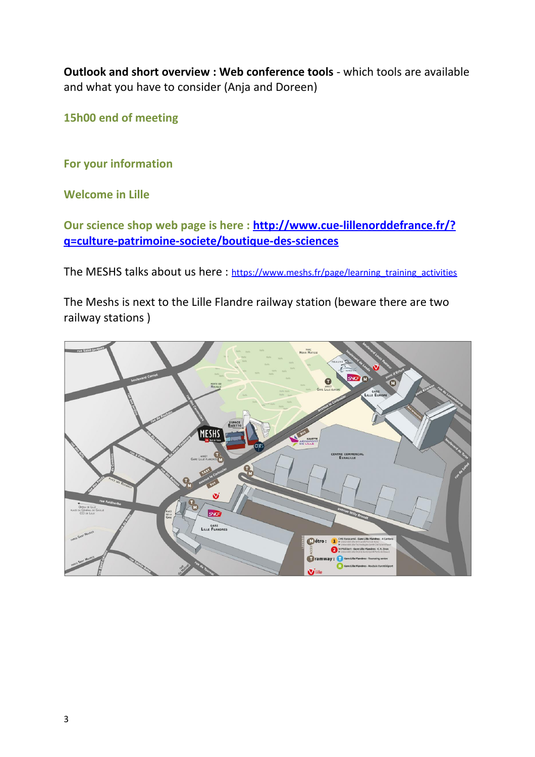**Outlook and short overview : Web conference tools** - which tools are available and what you have to consider (Anja and Doreen)

**15h00 end of meeting**

**For your information**

**Welcome in Lille**

**Our science shop web page is here : [http://www.cue-lillenorddefrance.fr/?q=culture-patrimoine-societe/boutique-des-sciences](http://www.cue-lillenorddefrance.fr/?q=culture-patrimoine-societe/boutique-des-sciences)**

The MESHS talks about us here : [https://www.meshs.fr/page/learning_training_activities](https://www.meshs.fr/page/learning_training_activities)

The Meshs is next to the Lille Flandre railway station (beware there are two railway stations )